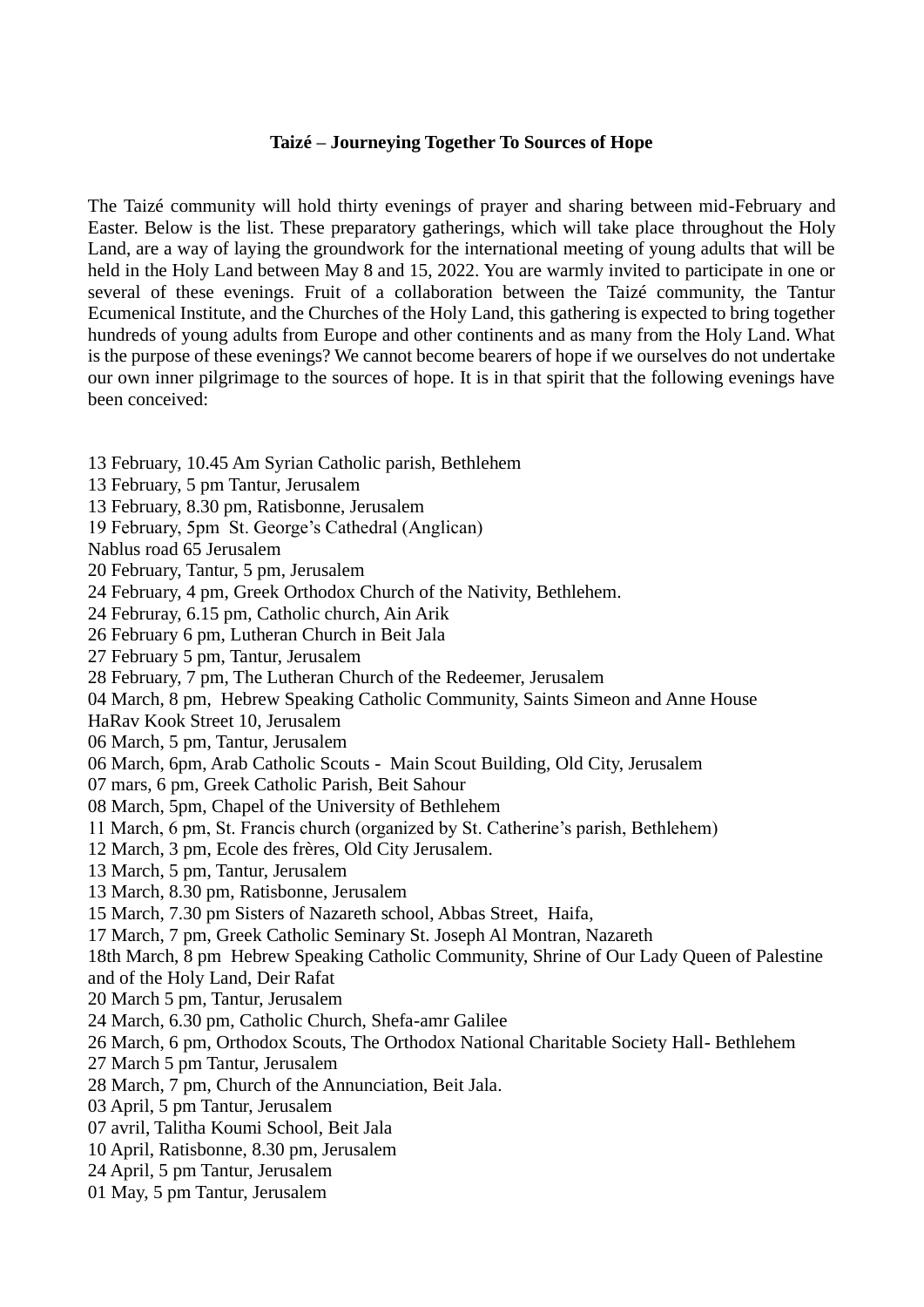**Taizé – Journeying Together To Sources of Hope**

The Taizé community will hold thirty evenings of prayer and sharing between mid-February and Easter. Below is the list. These preparatory gatherings, which will take place throughout the Holy Land, are a way of laying the groundwork for the international meeting of young adults that will be held in the Holy Land between May 8 and 15, 2022. You are warmly invited to participate in one or several of these evenings. Fruit of a collaboration between the Taizé community, the Tantur Ecumenical Institute, and the Churches of the Holy Land, this gathering is expected to bring together hundreds of young adults from Europe and other continents and as many from the Holy Land. What is the purpose of these evenings? We cannot become bearers of hope if we ourselves do not undertake our own inner pilgrimage to the sources of hope. It is in that spirit that the following evenings have been conceived:

13 February, 10.45 Am Syrian Catholic parish, Bethlehem
13 February, 5 pm Tantur, Jerusalem
13 February, 8.30 pm, Ratisbonne, Jerusalem
19 February, 5pm St. George's Cathedral (Anglican)
Nablus road 65 Jerusalem
20 February, Tantur, 5 pm, Jerusalem
24 February, 4 pm, Greek Orthodox Church of the Nativity, Bethlehem.
24 Februray, 6.15 pm, Catholic church, Ain Arik
26 February 6 pm, Lutheran Church in Beit Jala
27 February 5 pm, Tantur, Jerusalem
28 February, 7 pm, The Lutheran Church of the Redeemer, Jerusalem
04 March, 8 pm, Hebrew Speaking Catholic Community, Saints Simeon and Anne House
HaRav Kook Street 10, Jerusalem
06 March, 5 pm, Tantur, Jerusalem
06 March, 6pm, Arab Catholic Scouts - Main Scout Building, Old City, Jerusalem
07 mars, 6 pm, Greek Catholic Parish, Beit Sahour
08 March, 5pm, Chapel of the University of Bethlehem
11 March, 6 pm, St. Francis church (organized by St. Catherine's parish, Bethlehem)
12 March, 3 pm, Ecole des frères, Old City Jerusalem.
13 March, 5 pm, Tantur, Jerusalem
13 March, 8.30 pm, Ratisbonne, Jerusalem
15 March, 7.30 pm Sisters of Nazareth school, Abbas Street, Haifa,
17 March, 7 pm, Greek Catholic Seminary St. Joseph Al Montran, Nazareth
18th March, 8 pm Hebrew Speaking Catholic Community, Shrine of Our Lady Queen of Palestine and of the Holy Land, Deir Rafat
20 March 5 pm, Tantur, Jerusalem
24 March, 6.30 pm, Catholic Church, Shefa-amr Galilee
26 March, 6 pm, Orthodox Scouts, The Orthodox National Charitable Society Hall- Bethlehem
27 March 5 pm Tantur, Jerusalem
28 March, 7 pm, Church of the Annunciation, Beit Jala.
03 April, 5 pm Tantur, Jerusalem
07 avril, Talitha Koumi School, Beit Jala
10 April, Ratisbonne, 8.30 pm, Jerusalem
24 April, 5 pm Tantur, Jerusalem
01 May, 5 pm Tantur, Jerusalem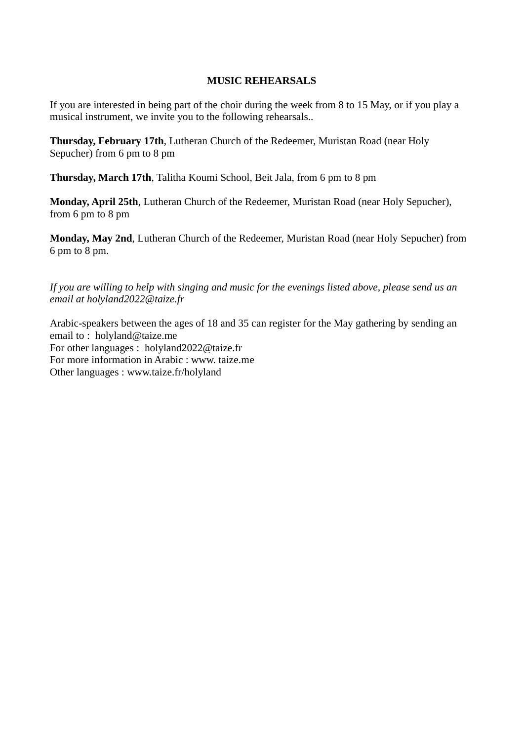**MUSIC REHEARSALS**

If you are interested in being part of the choir during the week from 8 to 15 May, or if you play a musical instrument, we invite you to the following rehearsals..

**Thursday, February 17th**, Lutheran Church of the Redeemer, Muristan Road (near Holy Sepucher) from 6 pm to 8 pm

**Thursday, March 17th**, Talitha Koumi School, Beit Jala, from 6 pm to 8 pm

**Monday, April 25th**, Lutheran Church of the Redeemer, Muristan Road (near Holy Sepucher), from 6 pm to 8 pm

**Monday, May 2nd**, Lutheran Church of the Redeemer, Muristan Road (near Holy Sepucher) from 6 pm to 8 pm.

*If you are willing to help with singing and music for the evenings listed above, please send us an email at holyland2022@taize.fr*

Arabic-speakers between the ages of 18 and 35 can register for the May gathering by sending an email to : holyland@taize.me
For other languages : holyland2022@taize.fr
For more information in Arabic : www. taize.me
Other languages : www.taize.fr/holyland